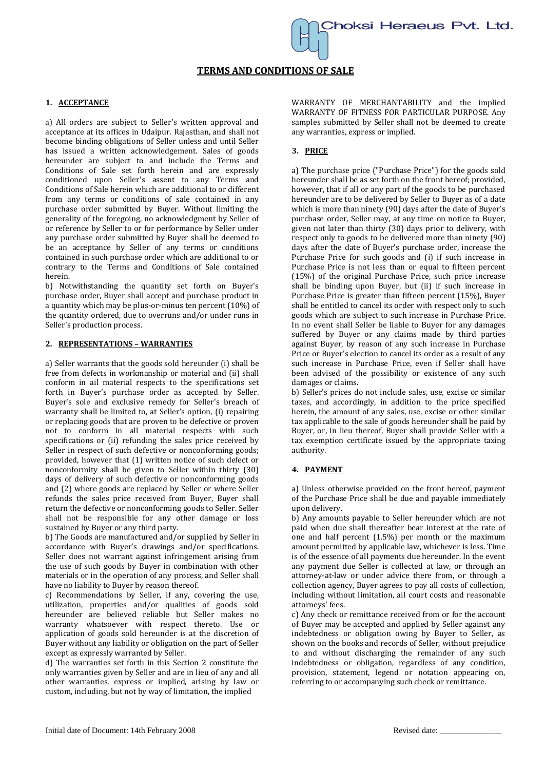Choksi Heraeus Pvt. Ltd.

# TERMS AND CONDITIONS OF SALE

## 1. ACCEPTANCE

a) All orders are subject to Seller's written approval and acceptance at its offices in Udaipur. Rajasthan, and shall not become binding obligations of Seller unless and until Seller has issued a written acknowledgement. Sales of goods hereunder are subject to and include the Terms and Conditions of Sale set forth herein and are expressly conditioned upon Seller's assent to any Terms and Conditions of Sale herein which are additional to or different from any terms or conditions of sale contained in any purchase order submitted by Buyer. Without limiting the generality of the foregoing, no acknowledgment by Seller of or reference by Seller to or for performance by Seller under any purchase order submitted by Buyer shall be deemed to be an acceptance by Seller of any terms or conditions contained in such purchase order which are additional to or contrary to the Terms and Conditions of Sale contained herein.

b) Notwithstanding the quantity set forth on Buyer's purchase order, Buyer shall accept and purchase product in a quantity which may be plus-or-minus ten percent (10%) of the quantity ordered, due to overruns and/or under runs in Seller's production process.

## 2. REPRESENTATIONS – WARRANTIES

a) Seller warrants that the goods sold hereunder (i) shall be free from defects in workmanship or material and (ii) shall conform in ail material respects to the specifications set forth in Buyer's purchase order as accepted by Seller. Buyer's sole and exclusive remedy for Seller's breach of warranty shall be limited to, at Seller's option, (i) repairing or replacing goods that are proven to be defective or proven not to conform in all material respects with such specifications or (ii) refunding the sales price received by Seller in respect of such defective or nonconforming goods; provided, however that (1) written notice of such defect or nonconformity shall be given to Seller within thirty (30) days of delivery of such defective or nonconforming goods and (2) where goods are replaced by Seller or where Seller refunds the sales price received from Buyer, Buyer shall return the defective or nonconforming goods to Seller. Seller shall not be responsible for any other damage or loss sustained by Buyer or any third party.

b) The Goods are manufactured and/or supplied by Seller in accordance with Buyer's drawings and/or specifications. Seller does not warrant against infringement arising from the use of such goods by Buyer in combination with other materials or in the operation of any process, and Seller shall have no liability to Buyer by reason thereof.

c) Recommendations by Seller, if any, covering the use, utilization, properties and/or qualities of goods sold hereunder are believed reliable but Seller makes no warranty whatsoever with respect thereto. Use or application of goods sold hereunder is at the discretion of Buyer without any liability or obligation on the part of Seller except as expressly warranted by Seller.

d) The warranties set forth in this Section 2 constitute the only warranties given by Seller and are in lieu of any and all other warranties, express or implied, arising by law or custom, including, but not by way of limitation, the implied WARRANTY OF MERCHANTABILITY and the implied WARRANTY OF FITNESS FOR PARTICULAR PURPOSE. Any samples submitted by Seller shall not be deemed to create any warranties, express or implied.

## 3. PRICE

a) The purchase price ("Purchase Price") for the goods sold hereunder shall be as set forth on the front hereof; provided, however, that if all or any part of the goods to be purchased hereunder are to be delivered by Seller to Buyer as of a date which is more than ninety (90) days after the date of Buyer's purchase order, Seller may, at any time on notice to Buyer, given not later than thirty (30) days prior to delivery, with respect only to goods to be delivered more than ninety (90) days after the date of Buyer's purchase order, increase the Purchase Price for such goods and (i) if such increase in Purchase Price is not less than or equal to fifteen percent (15%) of the original Purchase Price, such price increase shall be binding upon Buyer, but (ii) if such increase in Purchase Price is greater than fifteen percent (15%), Buyer shall be entitled to cancel its order with respect only to such goods which are subject to such increase in Purchase Price. In no event shall Seller be liable to Buyer for any damages suffered by Buyer or any claims made by third parties against Buyer, by reason of any such increase in Purchase Price or Buyer's election to cancel its order as a result of any such increase in Purchase Price, even if Seller shall have been advised of the possibility or existence of any such damages or claims.

b) Seller's prices do not include sales, use, excise or similar taxes, and accordingly, in addition to the price specified herein, the amount of any sales, use, excise or other similar tax applicable to the sale of goods hereunder shall be paid by Buyer, or, in lieu thereof, Buyer shall provide Seller with a tax exemption certificate issued by the appropriate taxing authority.

## 4. PAYMENT

a) Unless otherwise provided on the front hereof, payment of the Purchase Price shall be due and payable immediately upon delivery.

b) Any amounts payable to Seller hereunder which are not paid when due shall thereafter bear interest at the rate of one and half percent (1.5%) per month or the maximum amount permitted by applicable law, whichever is less. Time is of the essence of all payments due hereunder. In the event any payment due Seller is collected at law, or through an attorney-at-law or under advice there from, or through a collection agency, Buyer agrees to pay all costs of collection, including without limitation, ail court costs and reasonable attorneys' fees.

c) Any check or remittance received from or for the account of Buyer may be accepted and applied by Seller against any indebtedness or obligation owing by Buyer to Seller, as shown on the books and records of Seller, without prejudice to and without discharging the remainder of any such indebtedness or obligation, regardless of any condition, provision, statement, legend or notation appearing on, referring to or accompanying such check or remittance.

Initial date of Document: 14th February 2008 Revised date: _______________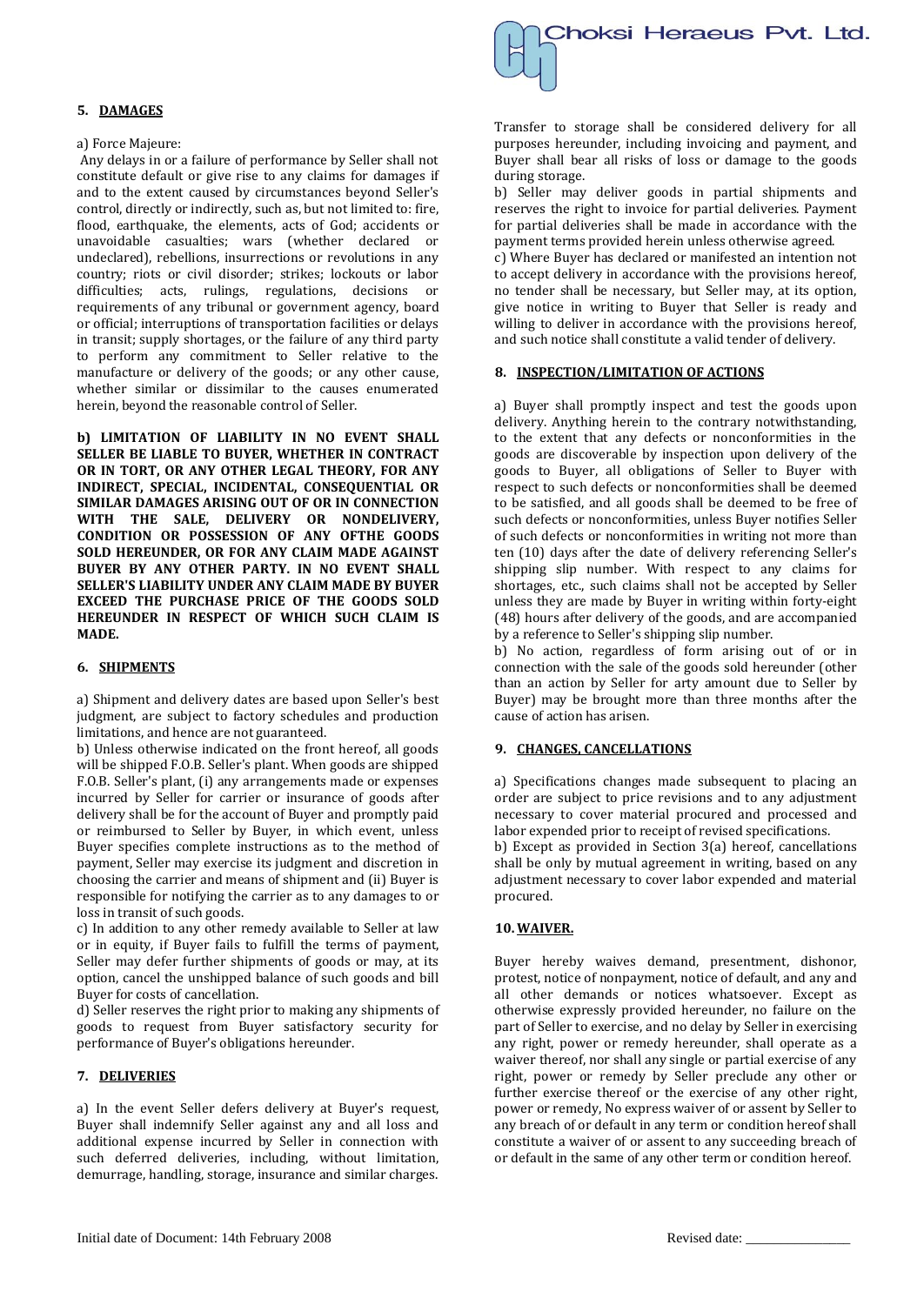## 5. DAMAGES

a) Force Majeure:

Any delays in or a failure of performance by Seller shall not constitute default or give rise to any claims for damages if and to the extent caused by circumstances beyond Seller's control, directly or indirectly, such as, but not limited to: fire, flood, earthquake, the elements, acts of God; accidents or unavoidable casualties; wars (whether declared or undeclared), rebellions, insurrections or revolutions in any country; riots or civil disorder; strikes; lockouts or labor difficulties; acts, rulings, regulations, decisions or requirements of any tribunal or government agency, board or official; interruptions of transportation facilities or delays in transit; supply shortages, or the failure of any third party to perform any commitment to Seller relative to the manufacture or delivery of the goods; or any other cause, whether similar or dissimilar to the causes enumerated herein, beyond the reasonable control of Seller.

**b) LIMITATION OF LIABILITY IN NO EVENT SHALL SELLER BE LIABLE TO BUYER, WHETHER IN CONTRACT OR IN TORT, OR ANY OTHER LEGAL THEORY, FOR ANY INDIRECT, SPECIAL, INCIDENTAL, CONSEQUENTIAL OR SIMILAR DAMAGES ARISING OUT OF OR IN CONNECTION WITH THE SALE, DELIVERY OR NONDELIVERY, CONDITION OR POSSESSION OF ANY OFTHE GOODS SOLD HEREUNDER, OR FOR ANY CLAIM MADE AGAINST BUYER BY ANY OTHER PARTY. IN NO EVENT SHALL SELLER'S LIABILITY UNDER ANY CLAIM MADE BY BUYER EXCEED THE PURCHASE PRICE OF THE GOODS SOLD HEREUNDER IN RESPECT OF WHICH SUCH CLAIM IS MADE.**

## 6. SHIPMENTS

a) Shipment and delivery dates are based upon Seller's best judgment, are subject to factory schedules and production limitations, and hence are not guaranteed.

b) Unless otherwise indicated on the front hereof, all goods will be shipped F.O.B. Seller's plant. When goods are shipped F.O.B. Seller's plant, (i) any arrangements made or expenses incurred by Seller for carrier or insurance of goods after delivery shall be for the account of Buyer and promptly paid or reimbursed to Seller by Buyer, in which event, unless Buyer specifies complete instructions as to the method of payment, Seller may exercise its judgment and discretion in choosing the carrier and means of shipment and (ii) Buyer is responsible for notifying the carrier as to any damages to or loss in transit of such goods.

c) In addition to any other remedy available to Seller at law or in equity, if Buyer fails to fulfill the terms of payment, Seller may defer further shipments of goods or may, at its option, cancel the unshipped balance of such goods and bill Buyer for costs of cancellation.

d) Seller reserves the right prior to making any shipments of goods to request from Buyer satisfactory security for performance of Buyer's obligations hereunder.

## 7. DELIVERIES

a) In the event Seller defers delivery at Buyer's request, Buyer shall indemnify Seller against any and all loss and additional expense incurred by Seller in connection with such deferred deliveries, including, without limitation, demurrage, handling, storage, insurance and similar charges. Transfer to storage shall be considered delivery for all purposes hereunder, including invoicing and payment, and Buyer shall bear all risks of loss or damage to the goods during storage.

b) Seller may deliver goods in partial shipments and reserves the right to invoice for partial deliveries. Payment for partial deliveries shall be made in accordance with the payment terms provided herein unless otherwise agreed.

c) Where Buyer has declared or manifested an intention not to accept delivery in accordance with the provisions hereof, no tender shall be necessary, but Seller may, at its option, give notice in writing to Buyer that Seller is ready and willing to deliver in accordance with the provisions hereof, and such notice shall constitute a valid tender of delivery.

## 8. INSPECTION/LIMITATION OF ACTIONS

a) Buyer shall promptly inspect and test the goods upon delivery. Anything herein to the contrary notwithstanding, to the extent that any defects or nonconformities in the goods are discoverable by inspection upon delivery of the goods to Buyer, all obligations of Seller to Buyer with respect to such defects or nonconformities shall be deemed to be satisfied, and all goods shall be deemed to be free of such defects or nonconformities, unless Buyer notifies Seller of such defects or nonconformities in writing not more than ten (10) days after the date of delivery referencing Seller's shipping slip number. With respect to any claims for shortages, etc., such claims shall not be accepted by Seller unless they are made by Buyer in writing within forty-eight (48) hours after delivery of the goods, and are accompanied by a reference to Seller's shipping slip number.

b) No action, regardless of form arising out of or in connection with the sale of the goods sold hereunder (other than an action by Seller for arty amount due to Seller by Buyer) may be brought more than three months after the cause of action has arisen.

## 9. CHANGES, CANCELLATIONS

a) Specifications changes made subsequent to placing an order are subject to price revisions and to any adjustment necessary to cover material procured and processed and labor expended prior to receipt of revised specifications.

b) Except as provided in Section 3(a) hereof, cancellations shall be only by mutual agreement in writing, based on any adjustment necessary to cover labor expended and material procured.

## 10. WAIVER.

Buyer hereby waives demand, presentment, dishonor, protest, notice of nonpayment, notice of default, and any and all other demands or notices whatsoever. Except as otherwise expressly provided hereunder, no failure on the part of Seller to exercise, and no delay by Seller in exercising any right, power or remedy hereunder, shall operate as a waiver thereof, nor shall any single or partial exercise of any right, power or remedy by Seller preclude any other or further exercise thereof or the exercise of any other right, power or remedy, No express waiver of or assent by Seller to any breach of or default in any term or condition hereof shall constitute a waiver of or assent to any succeeding breach of or default in the same of any other term or condition hereof.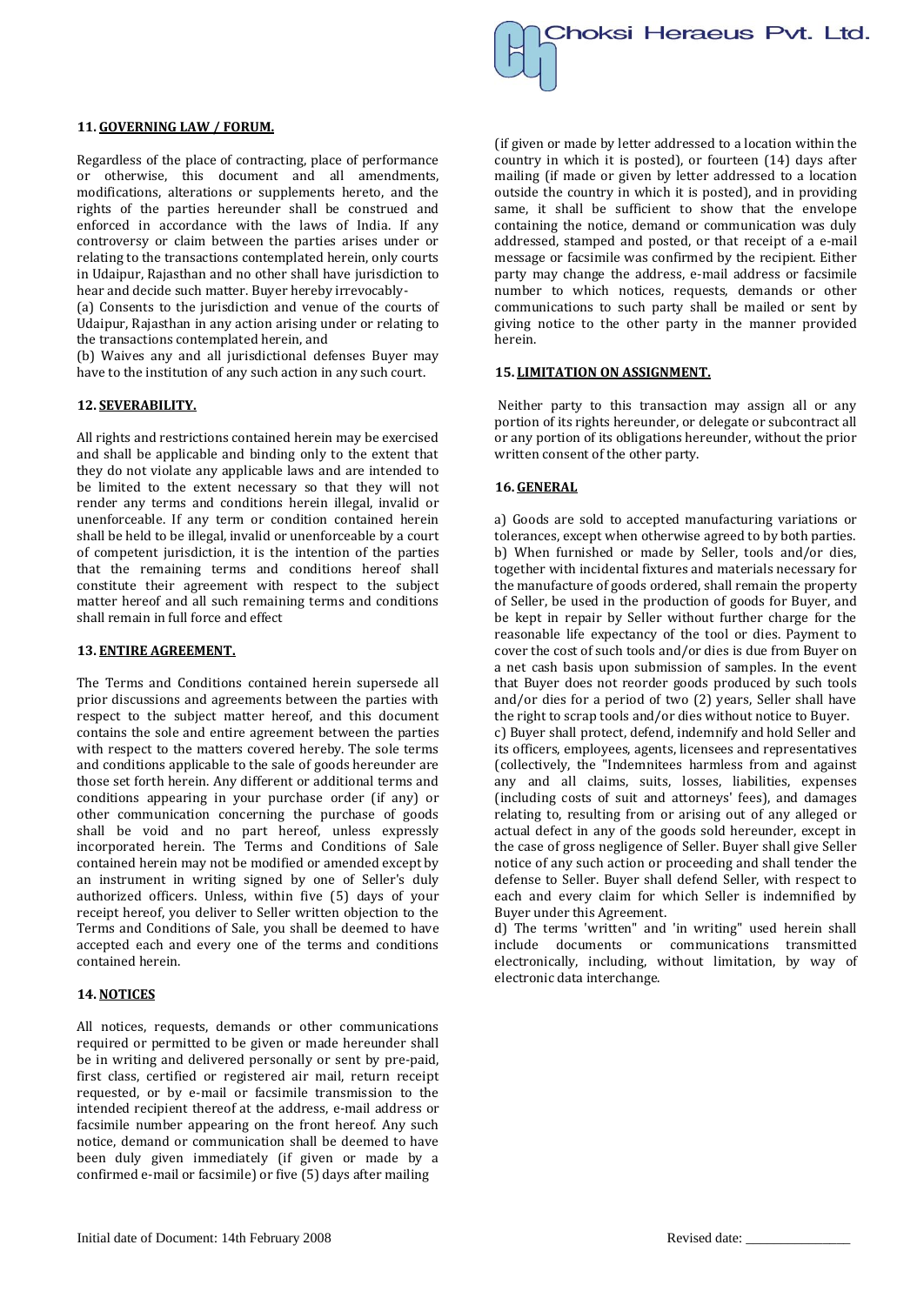## 11. GOVERNING LAW / FORUM.

Regardless of the place of contracting, place of performance or otherwise, this document and all amendments, modifications, alterations or supplements hereto, and the rights of the parties hereunder shall be construed and enforced in accordance with the laws of India. If any controversy or claim between the parties arises under or relating to the transactions contemplated herein, only courts in Udaipur, Rajasthan and no other shall have jurisdiction to hear and decide such matter. Buyer hereby irrevocably-

(a) Consents to the jurisdiction and venue of the courts of Udaipur, Rajasthan in any action arising under or relating to the transactions contemplated herein, and

(b) Waives any and all jurisdictional defenses Buyer may have to the institution of any such action in any such court.

## 12. SEVERABILITY.

All rights and restrictions contained herein may be exercised and shall be applicable and binding only to the extent that they do not violate any applicable laws and are intended to be limited to the extent necessary so that they will not render any terms and conditions herein illegal, invalid or unenforceable. If any term or condition contained herein shall be held to be illegal, invalid or unenforceable by a court of competent jurisdiction, it is the intention of the parties that the remaining terms and conditions hereof shall constitute their agreement with respect to the subject matter hereof and all such remaining terms and conditions shall remain in full force and effect

## 13. ENTIRE AGREEMENT.

The Terms and Conditions contained herein supersede all prior discussions and agreements between the parties with respect to the subject matter hereof, and this document contains the sole and entire agreement between the parties with respect to the matters covered hereby. The sole terms and conditions applicable to the sale of goods hereunder are those set forth herein. Any different or additional terms and conditions appearing in your purchase order (if any) or other communication concerning the purchase of goods shall be void and no part hereof, unless expressly incorporated herein. The Terms and Conditions of Sale contained herein may not be modified or amended except by an instrument in writing signed by one of Seller's duly authorized officers. Unless, within five (5) days of your receipt hereof, you deliver to Seller written objection to the Terms and Conditions of Sale, you shall be deemed to have accepted each and every one of the terms and conditions contained herein.

## 14. NOTICES

All notices, requests, demands or other communications required or permitted to be given or made hereunder shall be in writing and delivered personally or sent by pre-paid, first class, certified or registered air mail, return receipt requested, or by e-mail or facsimile transmission to the intended recipient thereof at the address, e-mail address or facsimile number appearing on the front hereof. Any such notice, demand or communication shall be deemed to have been duly given immediately (if given or made by a confirmed e-mail or facsimile) or five (5) days after mailing (if given or made by letter addressed to a location within the country in which it is posted), or fourteen (14) days after mailing (if made or given by letter addressed to a location outside the country in which it is posted), and in providing same, it shall be sufficient to show that the envelope containing the notice, demand or communication was duly addressed, stamped and posted, or that receipt of a e-mail message or facsimile was confirmed by the recipient. Either party may change the address, e-mail address or facsimile number to which notices, requests, demands or other communications to such party shall be mailed or sent by giving notice to the other party in the manner provided herein.

## 15. LIMITATION ON ASSIGNMENT.

Neither party to this transaction may assign all or any portion of its rights hereunder, or delegate or subcontract all or any portion of its obligations hereunder, without the prior written consent of the other party.

## 16. GENERAL

a) Goods are sold to accepted manufacturing variations or tolerances, except when otherwise agreed to by both parties.

b) When furnished or made by Seller, tools and/or dies, together with incidental fixtures and materials necessary for the manufacture of goods ordered, shall remain the property of Seller, be used in the production of goods for Buyer, and be kept in repair by Seller without further charge for the reasonable life expectancy of the tool or dies. Payment to cover the cost of such tools and/or dies is due from Buyer on a net cash basis upon submission of samples. In the event that Buyer does not reorder goods produced by such tools and/or dies for a period of two (2) years, Seller shall have the right to scrap tools and/or dies without notice to Buyer.

c) Buyer shall protect, defend, indemnify and hold Seller and its officers, employees, agents, licensees and representatives (collectively, the "Indemnitees harmless from and against any and all claims, suits, losses, liabilities, expenses (including costs of suit and attorneys' fees), and damages relating to, resulting from or arising out of any alleged or actual defect in any of the goods sold hereunder, except in the case of gross negligence of Seller. Buyer shall give Seller notice of any such action or proceeding and shall tender the defense to Seller. Buyer shall defend Seller, with respect to each and every claim for which Seller is indemnified by Buyer under this Agreement.

d) The terms 'written" and 'in writing" used herein shall include documents or communications transmitted electronically, including, without limitation, by way of electronic data interchange.

Initial date of Document: 14th February 2008

Revised date: _______________